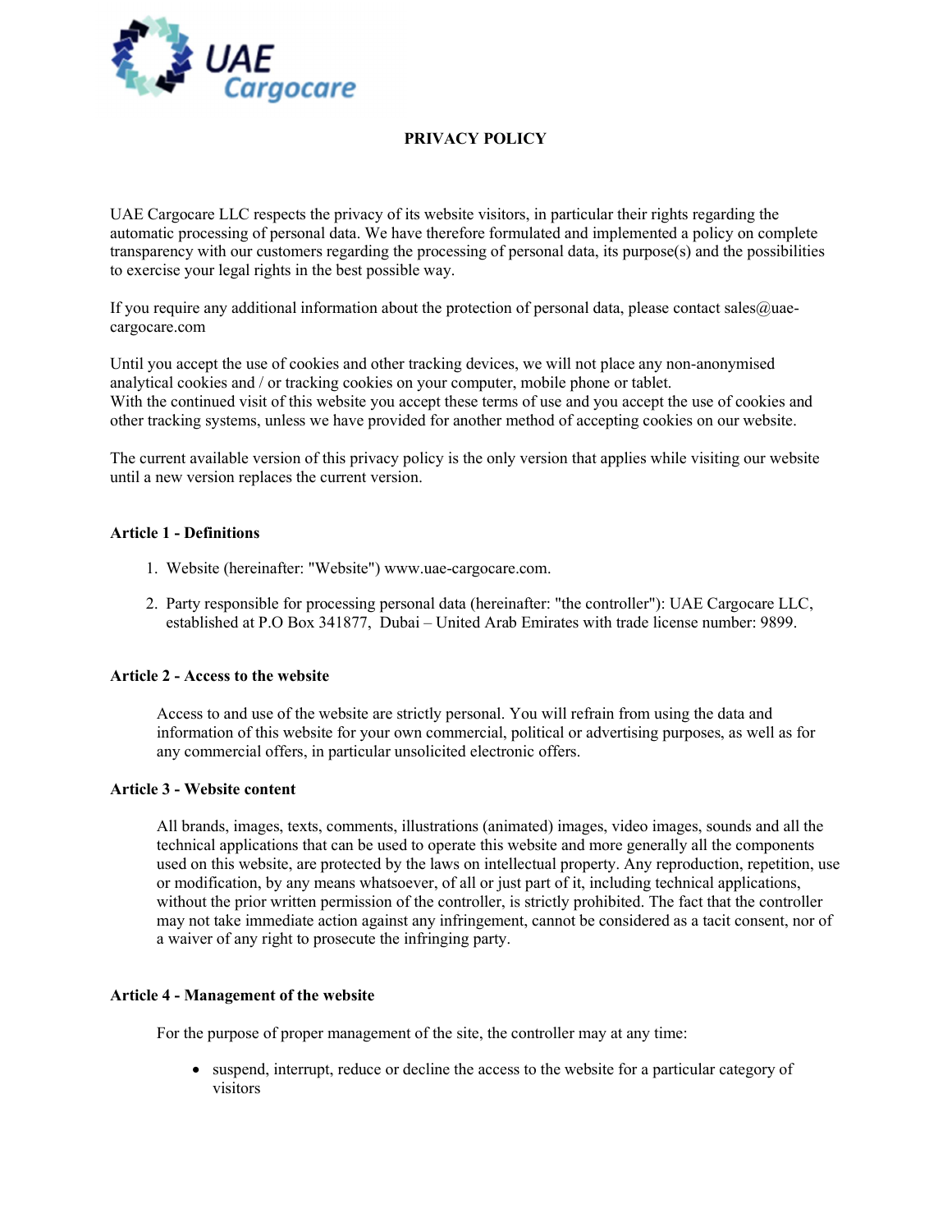# PRIVACY POLICY

UAE Cargocare LLC respects the privacy of its website visitors, in particular their rights regarding the automatic processing of personal data. We have therefore formulated and implemented a policy on complete transparency with our customers regarding the processing of personal data, its purpose(s) and the possibilities to exercise your legal rights in the best possible way.

If you require any additional information about the protection of personal data, please contact sales@uae-cargocare.com

Until you accept the use of cookies and other tracking devices, we will not place any non-anonymised analytical cookies and / or tracking cookies on your computer, mobile phone or tablet.
With the continued visit of this website you accept these terms of use and you accept the use of cookies and other tracking systems, unless we have provided for another method of accepting cookies on our website.

The current available version of this privacy policy is the only version that applies while visiting our website until a new version replaces the current version.

## Article 1 - Definitions

1. Website (hereinafter: "Website") www.uae-cargocare.com.
2. Party responsible for processing personal data (hereinafter: "the controller"): UAE Cargocare LLC, established at P.O Box 341877, Dubai – United Arab Emirates with trade license number: 9899.

## Article 2 - Access to the website

Access to and use of the website are strictly personal. You will refrain from using the data and information of this website for your own commercial, political or advertising purposes, as well as for any commercial offers, in particular unsolicited electronic offers.

## Article 3 - Website content

All brands, images, texts, comments, illustrations (animated) images, video images, sounds and all the technical applications that can be used to operate this website and more generally all the components used on this website, are protected by the laws on intellectual property. Any reproduction, repetition, use or modification, by any means whatsoever, of all or just part of it, including technical applications, without the prior written permission of the controller, is strictly prohibited. The fact that the controller may not take immediate action against any infringement, cannot be considered as a tacit consent, nor of a waiver of any right to prosecute the infringing party.

## Article 4 - Management of the website

For the purpose of proper management of the site, the controller may at any time:

- suspend, interrupt, reduce or decline the access to the website for a particular category of visitors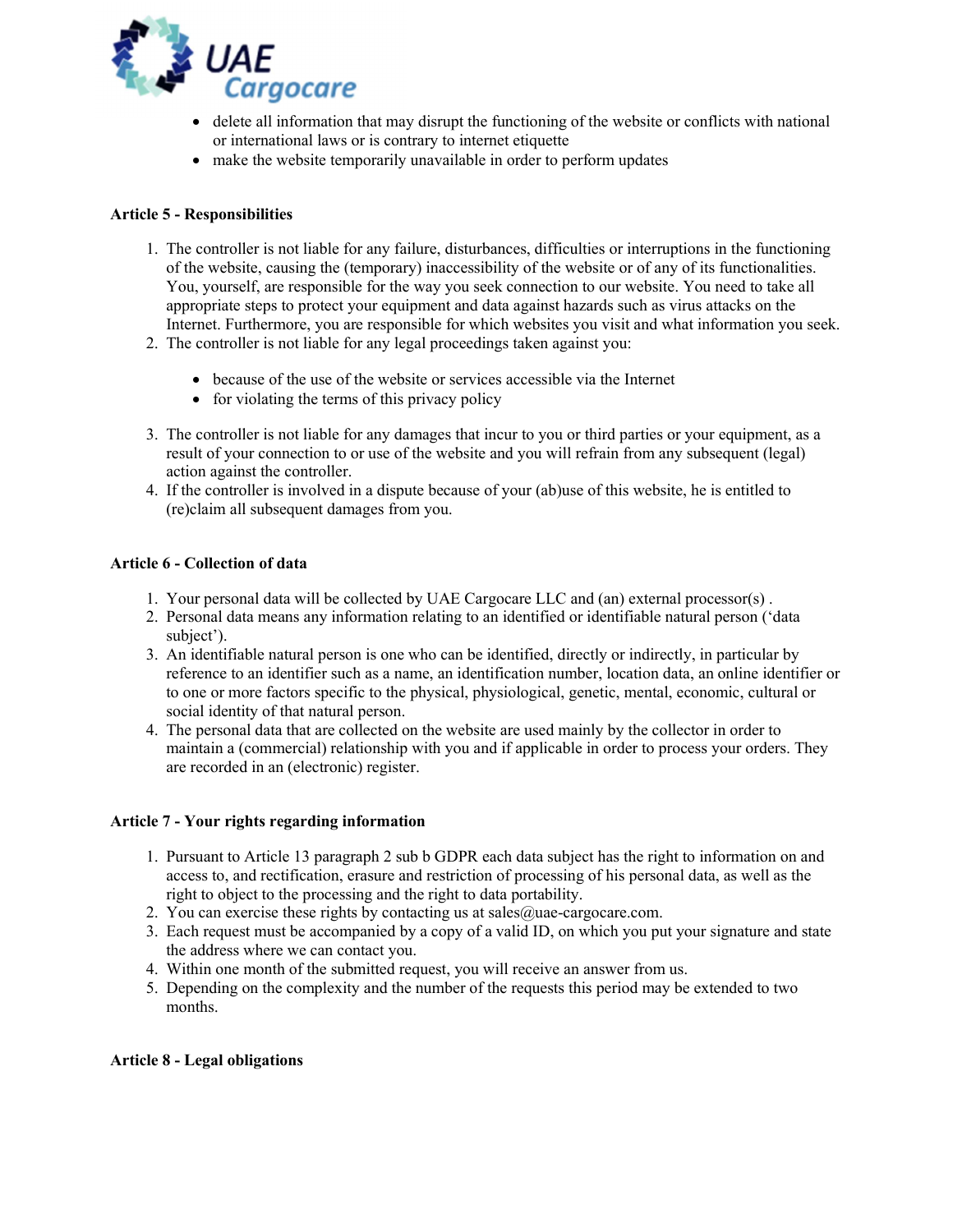- delete all information that may disrupt the functioning of the website or conflicts with national or international laws or is contrary to internet etiquette
- make the website temporarily unavailable in order to perform updates

**Article 5 - Responsibilities**

1. The controller is not liable for any failure, disturbances, difficulties or interruptions in the functioning of the website, causing the (temporary) inaccessibility of the website or of any of its functionalities. You, yourself, are responsible for the way you seek connection to our website. You need to take all appropriate steps to protect your equipment and data against hazards such as virus attacks on the Internet. Furthermore, you are responsible for which websites you visit and what information you seek.
2. The controller is not liable for any legal proceedings taken against you:
    - because of the use of the website or services accessible via the Internet
    - for violating the terms of this privacy policy
3. The controller is not liable for any damages that incur to you or third parties or your equipment, as a result of your connection to or use of the website and you will refrain from any subsequent (legal) action against the controller.
4. If the controller is involved in a dispute because of your (ab)use of this website, he is entitled to (re)claim all subsequent damages from you.

**Article 6 - Collection of data**

1. Your personal data will be collected by UAE Cargocare LLC and (an) external processor(s) .
2. Personal data means any information relating to an identified or identifiable natural person ('data subject').
3. An identifiable natural person is one who can be identified, directly or indirectly, in particular by reference to an identifier such as a name, an identification number, location data, an online identifier or to one or more factors specific to the physical, physiological, genetic, mental, economic, cultural or social identity of that natural person.
4. The personal data that are collected on the website are used mainly by the collector in order to maintain a (commercial) relationship with you and if applicable in order to process your orders. They are recorded in an (electronic) register.

**Article 7 - Your rights regarding information**

1. Pursuant to Article 13 paragraph 2 sub b GDPR each data subject has the right to information on and access to, and rectification, erasure and restriction of processing of his personal data, as well as the right to object to the processing and the right to data portability.
2. You can exercise these rights by contacting us at sales@uae-cargocare.com.
3. Each request must be accompanied by a copy of a valid ID, on which you put your signature and state the address where we can contact you.
4. Within one month of the submitted request, you will receive an answer from us.
5. Depending on the complexity and the number of the requests this period may be extended to two months.

**Article 8 - Legal obligations**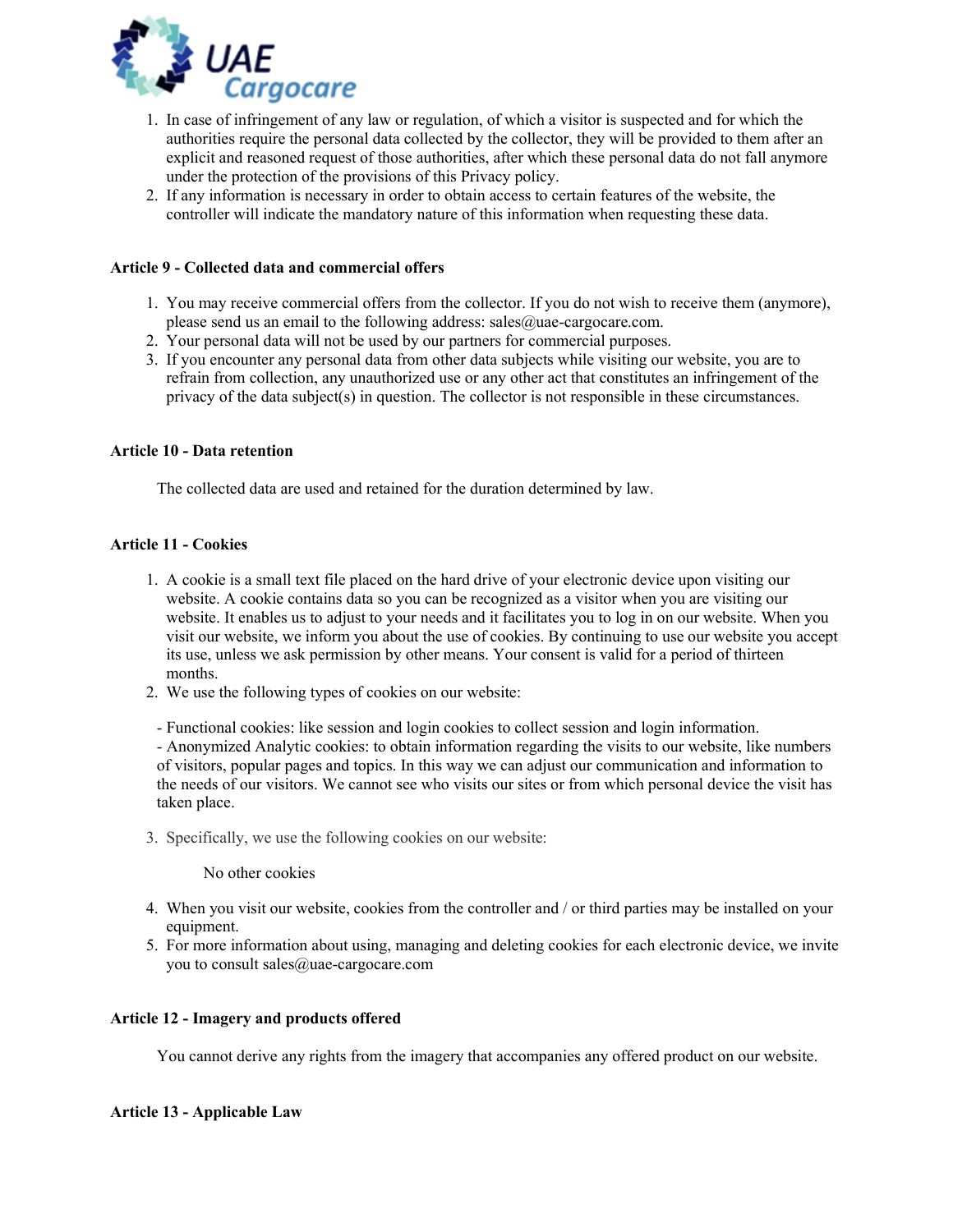1. In case of infringement of any law or regulation, of which a visitor is suspected and for which the authorities require the personal data collected by the collector, they will be provided to them after an explicit and reasoned request of those authorities, after which these personal data do not fall anymore under the protection of the provisions of this Privacy policy.
2. If any information is necessary in order to obtain access to certain features of the website, the controller will indicate the mandatory nature of this information when requesting these data.

**Article 9 - Collected data and commercial offers**

1. You may receive commercial offers from the collector. If you do not wish to receive them (anymore), please send us an email to the following address: sales@uae-cargocare.com.
2. Your personal data will not be used by our partners for commercial purposes.
3. If you encounter any personal data from other data subjects while visiting our website, you are to refrain from collection, any unauthorized use or any other act that constitutes an infringement of the privacy of the data subject(s) in question. The collector is not responsible in these circumstances.

**Article 10 - Data retention**

The collected data are used and retained for the duration determined by law.

**Article 11 - Cookies**

1. A cookie is a small text file placed on the hard drive of your electronic device upon visiting our website. A cookie contains data so you can be recognized as a visitor when you are visiting our website. It enables us to adjust to your needs and it facilitates you to log in on our website. When you visit our website, we inform you about the use of cookies. By continuing to use our website you accept its use, unless we ask permission by other means. Your consent is valid for a period of thirteen months.
2. We use the following types of cookies on our website:

   - Functional cookies: like session and login cookies to collect session and login information.
   - Anonymized Analytic cookies: to obtain information regarding the visits to our website, like numbers of visitors, popular pages and topics. In this way we can adjust our communication and information to the needs of our visitors. We cannot see who visits our sites or from which personal device the visit has taken place.

3. Specifically, we use the following cookies on our website:

   No other cookies

4. When you visit our website, cookies from the controller and / or third parties may be installed on your equipment.
5. For more information about using, managing and deleting cookies for each electronic device, we invite you to consult sales@uae-cargocare.com

**Article 12 - Imagery and products offered**

You cannot derive any rights from the imagery that accompanies any offered product on our website.

**Article 13 - Applicable Law**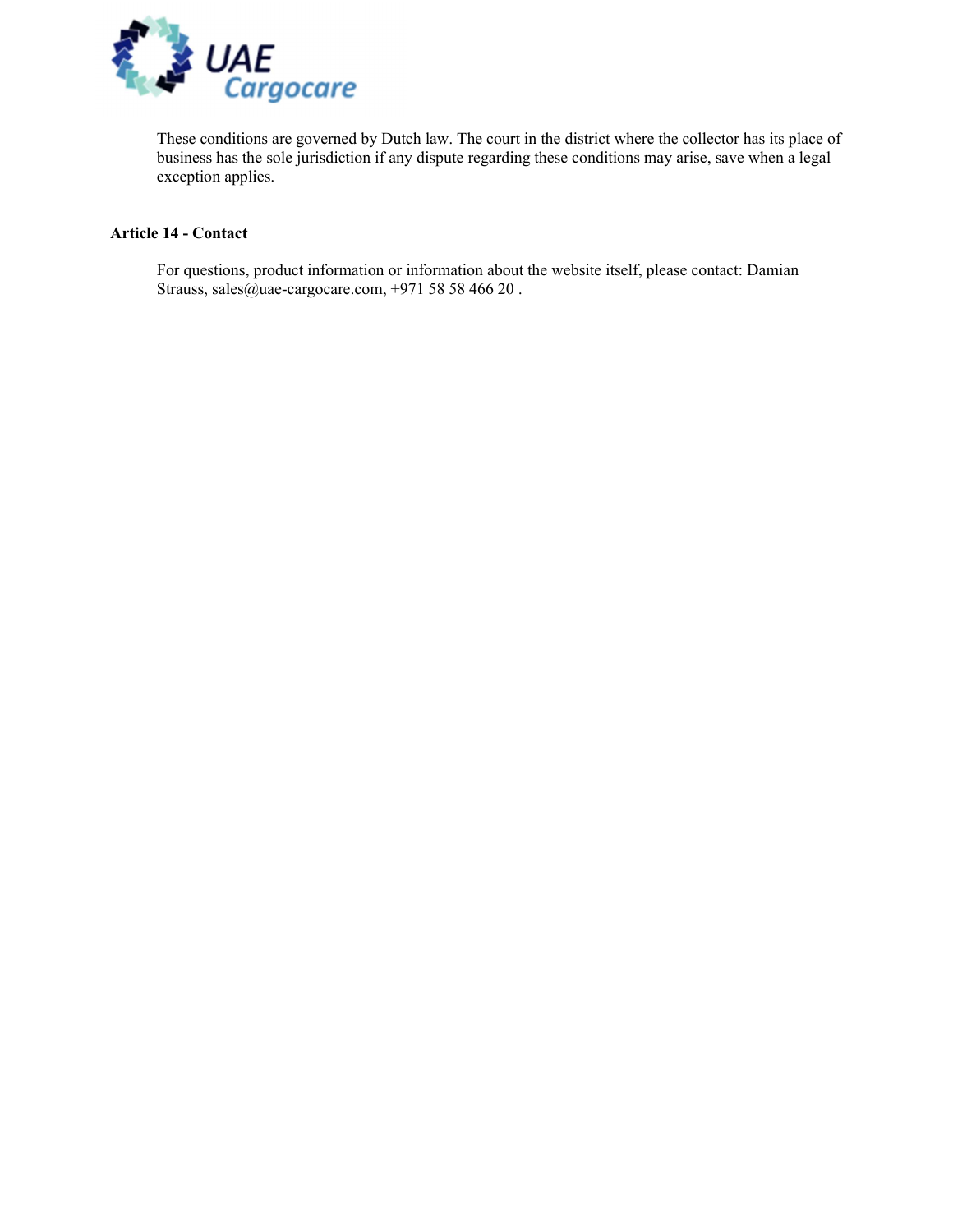These conditions are governed by Dutch law. The court in the district where the collector has its place of business has the sole jurisdiction if any dispute regarding these conditions may arise, save when a legal exception applies.

**Article 14 - Contact**

For questions, product information or information about the website itself, please contact: Damian Strauss, sales@uae-cargocare.com, +971 58 58 466 20 .